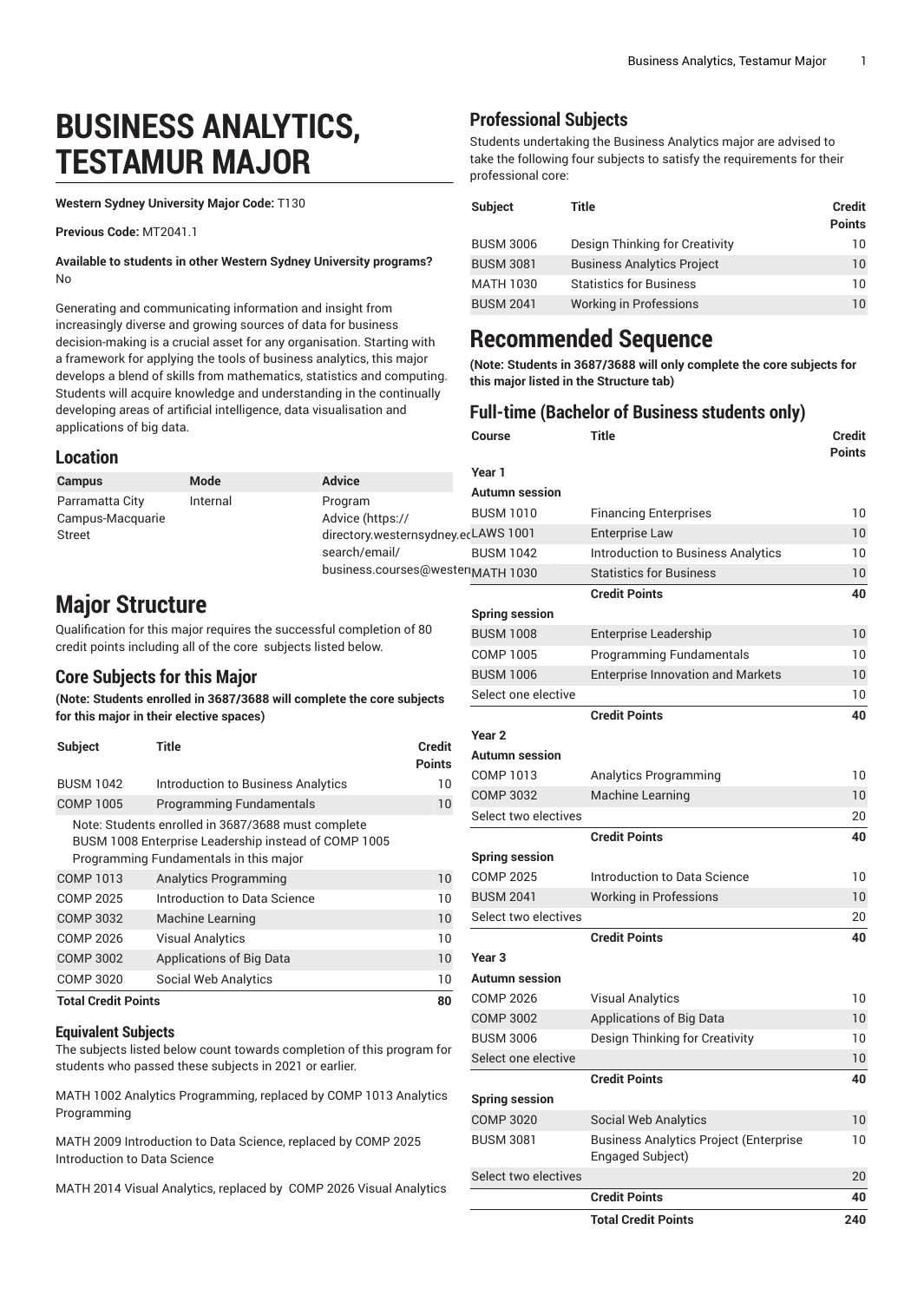# BUSINESS ANALYTICS, TESTAMUR MAJOR

**Western Sydney University Major Code:** T130

**Previous Code:** MT2041.1

**Available to students in other Western Sydney University programs?** No

Generating and communicating information and insight from increasingly diverse and growing sources of data for business decision-making is a crucial asset for any organisation. Starting with a framework for applying the tools of business analytics, this major develops a blend of skills from mathematics, statistics and computing. Students will acquire knowledge and understanding in the continually developing areas of artificial intelligence, data visualisation and applications of big data.

## Location

| Campus | Mode | Advice |
|---|---|---|
| Parramatta City Campus-Macquarie Street | Internal | Program Advice (https://directory.westernsydney.edu.au/search/email/business.courses@westernsydney.edu.au) |

# Major Structure

Qualification for this major requires the successful completion of 80 credit points including all of the core subjects listed below.

## Core Subjects for this Major

**(Note: Students enrolled in 3687/3688 will complete the core subjects for this major in their elective spaces)**

| Subject | Title | Credit Points |
|---|---|---|
| BUSM 1042 | Introduction to Business Analytics | 10 |
| COMP 1005 | Programming Fundamentals | 10 |
| Note: Students enrolled in 3687/3688 must complete BUSM 1008 Enterprise Leadership instead of COMP 1005 Programming Fundamentals in this major | | |
| COMP 1013 | Analytics Programming | 10 |
| COMP 2025 | Introduction to Data Science | 10 |
| COMP 3032 | Machine Learning | 10 |
| COMP 2026 | Visual Analytics | 10 |
| COMP 3002 | Applications of Big Data | 10 |
| COMP 3020 | Social Web Analytics | 10 |
| **Total Credit Points** | | **80** |

### Equivalent Subjects

The subjects listed below count towards completion of this program for students who passed these subjects in 2021 or earlier.

MATH 1002 Analytics Programming, replaced by COMP 1013 Analytics Programming

MATH 2009 Introduction to Data Science, replaced by COMP 2025 Introduction to Data Science

MATH 2014 Visual Analytics, replaced by COMP 2026 Visual Analytics

## Professional Subjects

Students undertaking the Business Analytics major are advised to take the following four subjects to satisfy the requirements for their professional core:

| Subject | Title | Credit Points |
|---|---|---|
| BUSM 3006 | Design Thinking for Creativity | 10 |
| BUSM 3081 | Business Analytics Project | 10 |
| MATH 1030 | Statistics for Business | 10 |
| BUSM 2041 | Working in Professions | 10 |

# Recommended Sequence

**(Note: Students in 3687/3688 will only complete the core subjects for this major listed in the Structure tab)**

## Full-time (Bachelor of Business students only)

| Course | Title | Credit Points |
|---|---|---|
| **Year 1** | | |
| **Autumn session** | | |
| BUSM 1010 | Financing Enterprises | 10 |
| LAWS 1001 | Enterprise Law | 10 |
| BUSM 1042 | Introduction to Business Analytics | 10 |
| MATH 1030 | Statistics for Business | 10 |
| | **Credit Points** | **40** |
| **Spring session** | | |
| BUSM 1008 | Enterprise Leadership | 10 |
| COMP 1005 | Programming Fundamentals | 10 |
| BUSM 1006 | Enterprise Innovation and Markets | 10 |
| Select one elective | | 10 |
| | **Credit Points** | **40** |
| **Year 2** | | |
| **Autumn session** | | |
| COMP 1013 | Analytics Programming | 10 |
| COMP 3032 | Machine Learning | 10 |
| Select two electives | | 20 |
| | **Credit Points** | **40** |
| **Spring session** | | |
| COMP 2025 | Introduction to Data Science | 10 |
| BUSM 2041 | Working in Professions | 10 |
| Select two electives | | 20 |
| | **Credit Points** | **40** |
| **Year 3** | | |
| **Autumn session** | | |
| COMP 2026 | Visual Analytics | 10 |
| COMP 3002 | Applications of Big Data | 10 |
| BUSM 3006 | Design Thinking for Creativity | 10 |
| Select one elective | | 10 |
| | **Credit Points** | **40** |
| **Spring session** | | |
| COMP 3020 | Social Web Analytics | 10 |
| BUSM 3081 | Business Analytics Project (Enterprise Engaged Subject) | 10 |
| Select two electives | | 20 |
| | **Credit Points** | **40** |
| | **Total Credit Points** | **240** |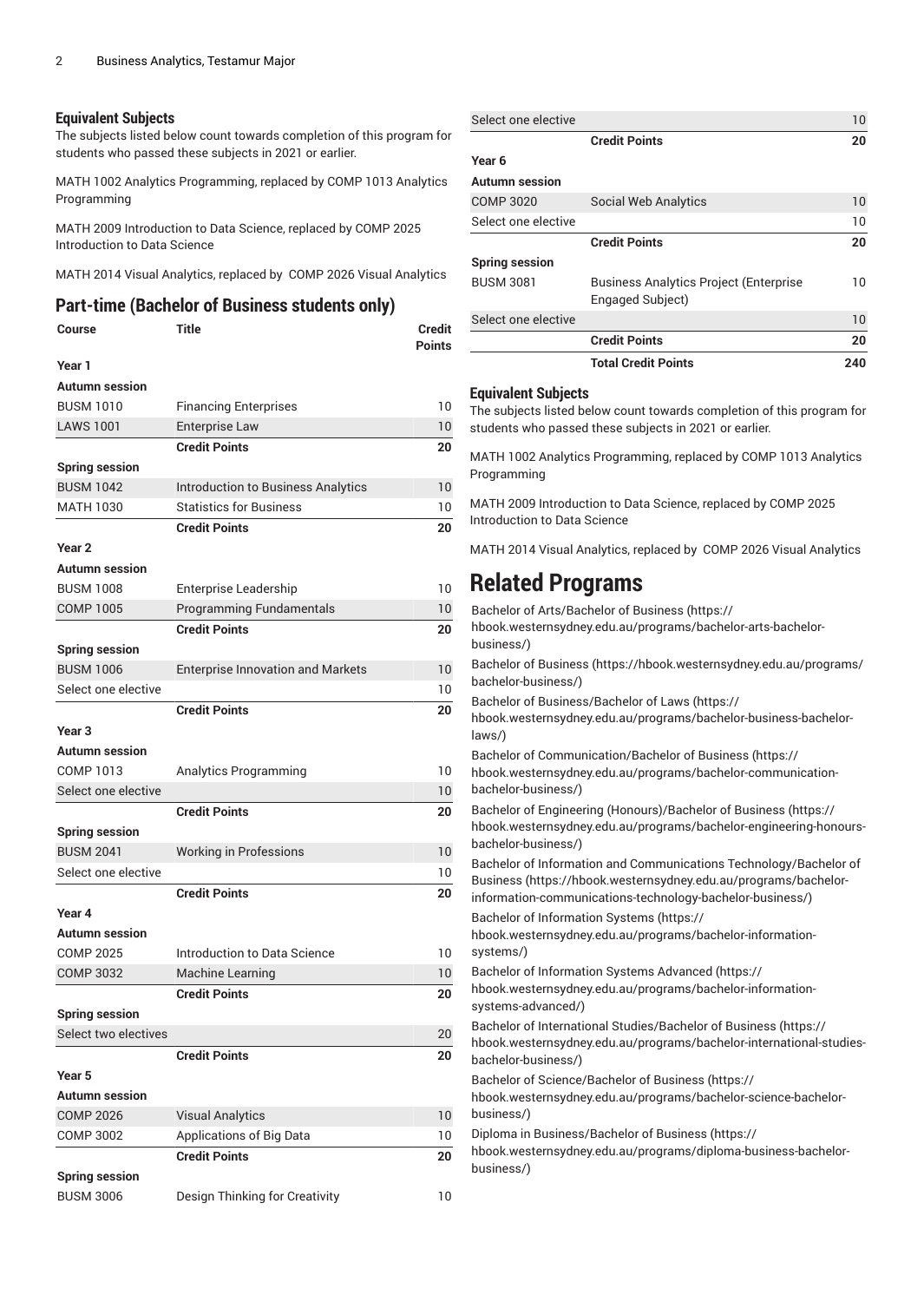### Equivalent Subjects

The subjects listed below count towards completion of this program for students who passed these subjects in 2021 or earlier.

MATH 1002 Analytics Programming, replaced by COMP 1013 Analytics Programming

MATH 2009 Introduction to Data Science, replaced by COMP 2025 Introduction to Data Science

MATH 2014 Visual Analytics, replaced by COMP 2026 Visual Analytics

## Part-time (Bachelor of Business students only)

| Course | Title | Credit Points |
| --- | --- | --- |
| **Year 1** | | |
| **Autumn session** | | |
| BUSM 1010 | Financing Enterprises | 10 |
| LAWS 1001 | Enterprise Law | 10 |
| | **Credit Points** | **20** |
| **Spring session** | | |
| BUSM 1042 | Introduction to Business Analytics | 10 |
| MATH 1030 | Statistics for Business | 10 |
| | **Credit Points** | **20** |
| **Year 2** | | |
| **Autumn session** | | |
| BUSM 1008 | Enterprise Leadership | 10 |
| COMP 1005 | Programming Fundamentals | 10 |
| | **Credit Points** | **20** |
| **Spring session** | | |
| BUSM 1006 | Enterprise Innovation and Markets | 10 |
| Select one elective | | 10 |
| | **Credit Points** | **20** |
| **Year 3** | | |
| **Autumn session** | | |
| COMP 1013 | Analytics Programming | 10 |
| Select one elective | | 10 |
| | **Credit Points** | **20** |
| **Spring session** | | |
| BUSM 2041 | Working in Professions | 10 |
| Select one elective | | 10 |
| | **Credit Points** | **20** |
| **Year 4** | | |
| **Autumn session** | | |
| COMP 2025 | Introduction to Data Science | 10 |
| COMP 3032 | Machine Learning | 10 |
| | **Credit Points** | **20** |
| **Spring session** | | |
| Select two electives | | 20 |
| | **Credit Points** | **20** |
| **Year 5** | | |
| **Autumn session** | | |
| COMP 2026 | Visual Analytics | 10 |
| COMP 3002 | Applications of Big Data | 10 |
| | **Credit Points** | **20** |
| **Spring session** | | |
| BUSM 3006 | Design Thinking for Creativity | 10 |
| Select one elective | | 10 |
| | **Credit Points** | **20** |
| **Year 6** | | |
| **Autumn session** | | |
| COMP 3020 | Social Web Analytics | 10 |
| Select one elective | | 10 |
| | **Credit Points** | **20** |
| **Spring session** | | |
| BUSM 3081 | Business Analytics Project (Enterprise Engaged Subject) | 10 |
| Select one elective | | 10 |
| | **Credit Points** | **20** |
| | **Total Credit Points** | **240** |

### Equivalent Subjects

The subjects listed below count towards completion of this program for students who passed these subjects in 2021 or earlier.

MATH 1002 Analytics Programming, replaced by COMP 1013 Analytics Programming

MATH 2009 Introduction to Data Science, replaced by COMP 2025 Introduction to Data Science

MATH 2014 Visual Analytics, replaced by COMP 2026 Visual Analytics

# Related Programs

Bachelor of Arts/Bachelor of Business (https://hbook.westernsydney.edu.au/programs/bachelor-arts-bachelor-business/)

Bachelor of Business (https://hbook.westernsydney.edu.au/programs/bachelor-business/)

Bachelor of Business/Bachelor of Laws (https://hbook.westernsydney.edu.au/programs/bachelor-business-bachelor-laws/)

Bachelor of Communication/Bachelor of Business (https://hbook.westernsydney.edu.au/programs/bachelor-communication-bachelor-business/)

Bachelor of Engineering (Honours)/Bachelor of Business (https://hbook.westernsydney.edu.au/programs/bachelor-engineering-honours-bachelor-business/)

Bachelor of Information and Communications Technology/Bachelor of Business (https://hbook.westernsydney.edu.au/programs/bachelor-information-communications-technology-bachelor-business/)

Bachelor of Information Systems (https://hbook.westernsydney.edu.au/programs/bachelor-information-systems/)

Bachelor of Information Systems Advanced (https://hbook.westernsydney.edu.au/programs/bachelor-information-systems-advanced/)

Bachelor of International Studies/Bachelor of Business (https://hbook.westernsydney.edu.au/programs/bachelor-international-studies-bachelor-business/)

Bachelor of Science/Bachelor of Business (https://hbook.westernsydney.edu.au/programs/bachelor-science-bachelor-business/)

Diploma in Business/Bachelor of Business (https://hbook.westernsydney.edu.au/programs/diploma-business-bachelor-business/)